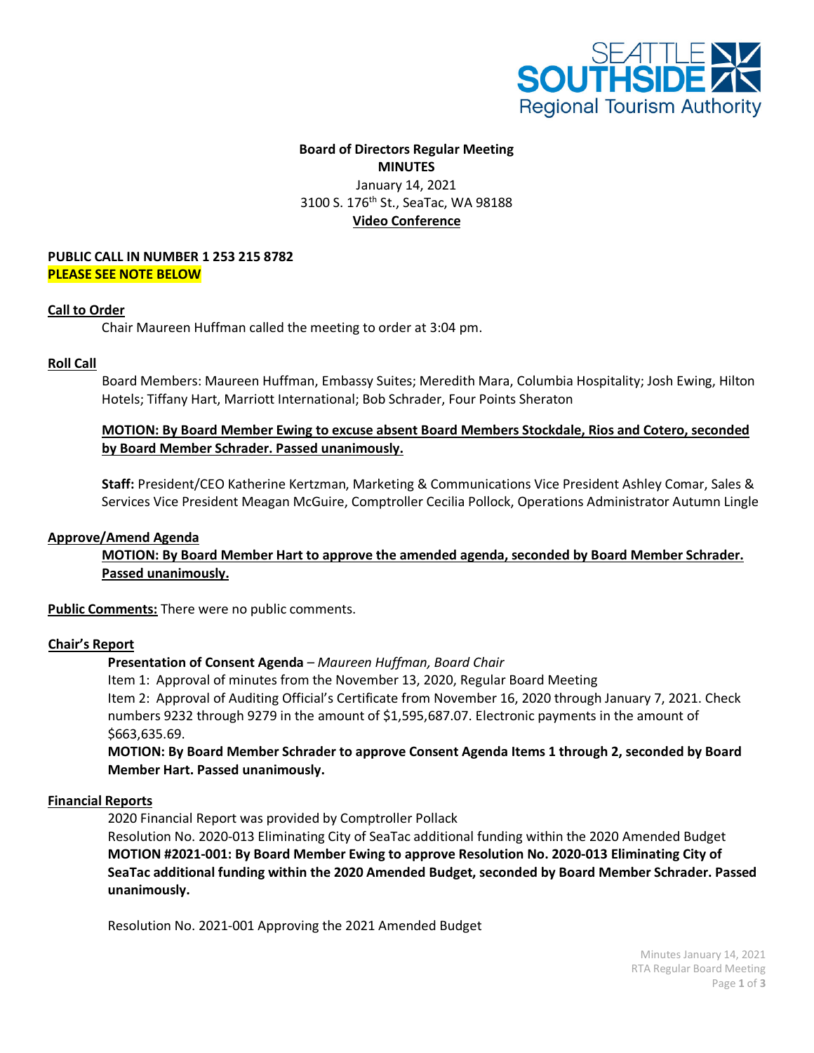SEATTLE SOUTHSIDE Regional Tourism Authority

**Board of Directors Regular Meeting**
**MINUTES**
January 14, 2021
3100 S. 176th St., SeaTac, WA 98188
**Video Conference**

**PUBLIC CALL IN NUMBER 1 253 215 8782**
**PLEASE SEE NOTE BELOW**

**Call to Order**

Chair Maureen Huffman called the meeting to order at 3:04 pm.

**Roll Call**

Board Members: Maureen Huffman, Embassy Suites; Meredith Mara, Columbia Hospitality; Josh Ewing, Hilton Hotels; Tiffany Hart, Marriott International; Bob Schrader, Four Points Sheraton

**MOTION: By Board Member Ewing to excuse absent Board Members Stockdale, Rios and Cotero, seconded by Board Member Schrader. Passed unanimously.**

**Staff:** President/CEO Katherine Kertzman, Marketing & Communications Vice President Ashley Comar, Sales & Services Vice President Meagan McGuire, Comptroller Cecilia Pollock, Operations Administrator Autumn Lingle

**Approve/Amend Agenda**

**MOTION: By Board Member Hart to approve the amended agenda, seconded by Board Member Schrader. Passed unanimously.**

**Public Comments:** There were no public comments.

**Chair's Report**

**Presentation of Consent Agenda** – *Maureen Huffman, Board Chair*

Item 1: Approval of minutes from the November 13, 2020, Regular Board Meeting

Item 2: Approval of Auditing Official's Certificate from November 16, 2020 through January 7, 2021. Check numbers 9232 through 9279 in the amount of $1,595,687.07. Electronic payments in the amount of $663,635.69.

**MOTION: By Board Member Schrader to approve Consent Agenda Items 1 through 2, seconded by Board Member Hart. Passed unanimously.**

**Financial Reports**

2020 Financial Report was provided by Comptroller Pollack

Resolution No. 2020-013 Eliminating City of SeaTac additional funding within the 2020 Amended Budget

**MOTION #2021-001: By Board Member Ewing to approve Resolution No. 2020-013 Eliminating City of SeaTac additional funding within the 2020 Amended Budget, seconded by Board Member Schrader. Passed unanimously.**

Resolution No. 2021-001 Approving the 2021 Amended Budget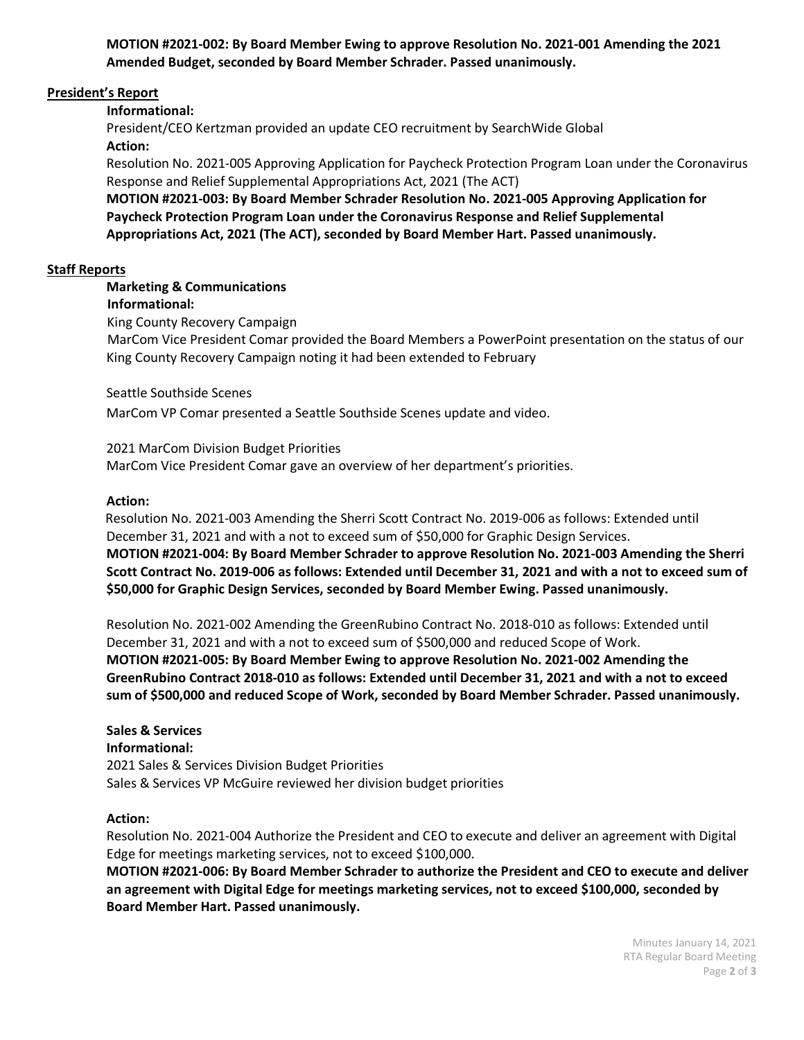**MOTION #2021-002: By Board Member Ewing to approve Resolution No. 2021-001 Amending the 2021 Amended Budget, seconded by Board Member Schrader. Passed unanimously.**

## President's Report

**Informational:**

President/CEO Kertzman provided an update CEO recruitment by SearchWide Global

**Action:**

Resolution No. 2021-005 Approving Application for Paycheck Protection Program Loan under the Coronavirus Response and Relief Supplemental Appropriations Act, 2021 (The ACT)

**MOTION #2021-003: By Board Member Schrader Resolution No. 2021-005 Approving Application for Paycheck Protection Program Loan under the Coronavirus Response and Relief Supplemental Appropriations Act, 2021 (The ACT), seconded by Board Member Hart. Passed unanimously.**

## Staff Reports

### Marketing & Communications

**Informational:**

King County Recovery Campaign

MarCom Vice President Comar provided the Board Members a PowerPoint presentation on the status of our King County Recovery Campaign noting it had been extended to February

Seattle Southside Scenes

MarCom VP Comar presented a Seattle Southside Scenes update and video.

2021 MarCom Division Budget Priorities

MarCom Vice President Comar gave an overview of her department's priorities.

**Action:**

Resolution No. 2021-003 Amending the Sherri Scott Contract No. 2019-006 as follows: Extended until December 31, 2021 and with a not to exceed sum of $50,000 for Graphic Design Services.

**MOTION #2021-004: By Board Member Schrader to approve Resolution No. 2021-003 Amending the Sherri Scott Contract No. 2019-006 as follows: Extended until December 31, 2021 and with a not to exceed sum of $50,000 for Graphic Design Services, seconded by Board Member Ewing. Passed unanimously.**

Resolution No. 2021-002 Amending the GreenRubino Contract No. 2018-010 as follows: Extended until December 31, 2021 and with a not to exceed sum of $500,000 and reduced Scope of Work.

**MOTION #2021-005: By Board Member Ewing to approve Resolution No. 2021-002 Amending the GreenRubino Contract 2018-010 as follows: Extended until December 31, 2021 and with a not to exceed sum of $500,000 and reduced Scope of Work, seconded by Board Member Schrader. Passed unanimously.**

### Sales & Services

**Informational:**

2021 Sales & Services Division Budget Priorities

Sales & Services VP McGuire reviewed her division budget priorities

**Action:**

Resolution No. 2021-004 Authorize the President and CEO to execute and deliver an agreement with Digital Edge for meetings marketing services, not to exceed $100,000.

**MOTION #2021-006: By Board Member Schrader to authorize the President and CEO to execute and deliver an agreement with Digital Edge for meetings marketing services, not to exceed $100,000, seconded by Board Member Hart. Passed unanimously.**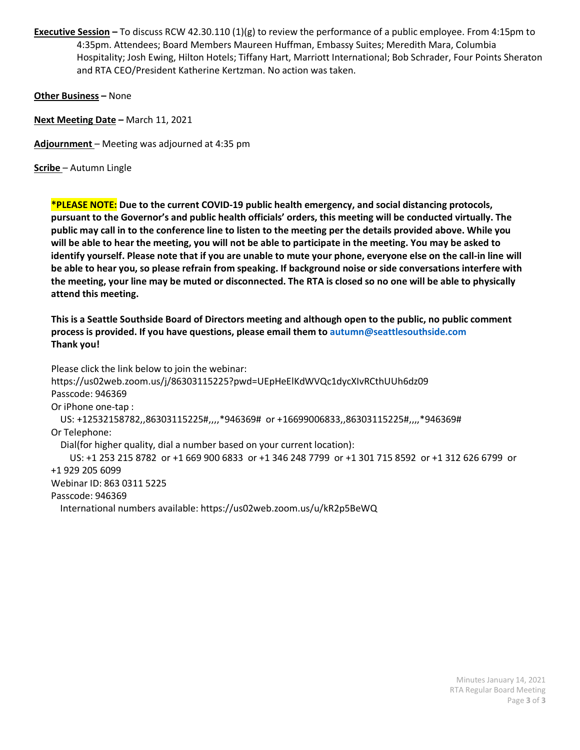**Executive Session –** To discuss RCW 42.30.110 (1)(g) to review the performance of a public employee. From 4:15pm to 4:35pm. Attendees; Board Members Maureen Huffman, Embassy Suites; Meredith Mara, Columbia Hospitality; Josh Ewing, Hilton Hotels; Tiffany Hart, Marriott International; Bob Schrader, Four Points Sheraton and RTA CEO/President Katherine Kertzman. No action was taken.

**Other Business –** None

**Next Meeting Date –** March 11, 2021

**Adjournment** – Meeting was adjourned at 4:35 pm

**Scribe** – Autumn Lingle

**\*PLEASE NOTE: Due to the current COVID-19 public health emergency, and social distancing protocols, pursuant to the Governor's and public health officials' orders, this meeting will be conducted virtually. The public may call in to the conference line to listen to the meeting per the details provided above. While you will be able to hear the meeting, you will not be able to participate in the meeting. You may be asked to identify yourself. Please note that if you are unable to mute your phone, everyone else on the call-in line will be able to hear you, so please refrain from speaking. If background noise or side conversations interfere with the meeting, your line may be muted or disconnected. The RTA is closed so no one will be able to physically attend this meeting.**

**This is a Seattle Southside Board of Directors meeting and although open to the public, no public comment process is provided. If you have questions, please email them to autumn@seattlesouthside.com**
**Thank you!**

Please click the link below to join the webinar:
https://us02web.zoom.us/j/86303115225?pwd=UEpHeElKdWVQc1dycXIvRCthUUh6dz09
Passcode: 946369
Or iPhone one-tap :
US: +12532158782,,86303115225#,,,,*946369# or +16699006833,,86303115225#,,,,*946369#
Or Telephone:
Dial(for higher quality, dial a number based on your current location):
US: +1 253 215 8782 or +1 669 900 6833 or +1 346 248 7799 or +1 301 715 8592 or +1 312 626 6799 or +1 929 205 6099
Webinar ID: 863 0311 5225
Passcode: 946369
International numbers available: https://us02web.zoom.us/u/kR2p5BeWQ